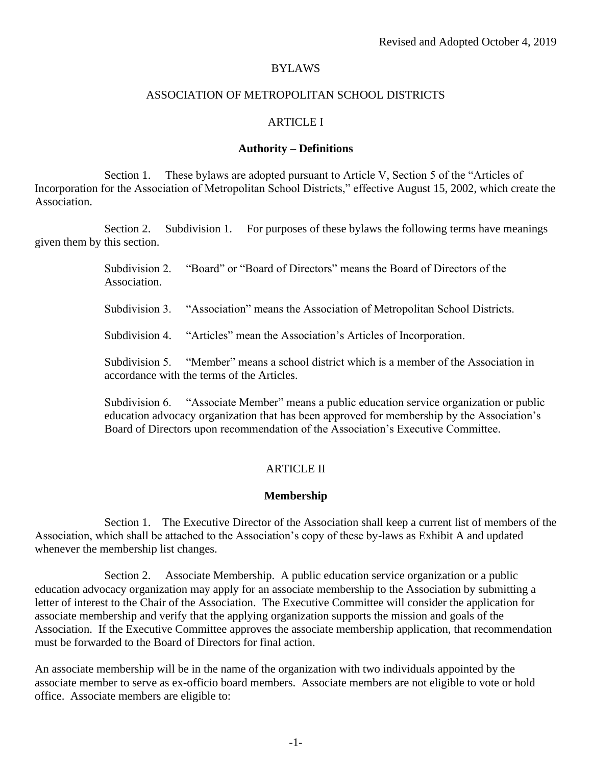Revised and Adopted October 4, 2019

# BYLAWS

# ASSOCIATION OF METROPOLITAN SCHOOL DISTRICTS

## ARTICLE I

### Authority – Definitions

Section 1. These bylaws are adopted pursuant to Article V, Section 5 of the "Articles of Incorporation for the Association of Metropolitan School Districts," effective August 15, 2002, which create the Association.

Section 2. Subdivision 1. For purposes of these bylaws the following terms have meanings given them by this section.

Subdivision 2. "Board" or "Board of Directors" means the Board of Directors of the Association.

Subdivision 3. "Association" means the Association of Metropolitan School Districts.

Subdivision 4. "Articles" mean the Association's Articles of Incorporation.

Subdivision 5. "Member" means a school district which is a member of the Association in accordance with the terms of the Articles.

Subdivision 6. "Associate Member" means a public education service organization or public education advocacy organization that has been approved for membership by the Association's Board of Directors upon recommendation of the Association's Executive Committee.

## ARTICLE II

### Membership

Section 1. The Executive Director of the Association shall keep a current list of members of the Association, which shall be attached to the Association's copy of these by-laws as Exhibit A and updated whenever the membership list changes.

Section 2. Associate Membership. A public education service organization or a public education advocacy organization may apply for an associate membership to the Association by submitting a letter of interest to the Chair of the Association. The Executive Committee will consider the application for associate membership and verify that the applying organization supports the mission and goals of the Association. If the Executive Committee approves the associate membership application, that recommendation must be forwarded to the Board of Directors for final action.

An associate membership will be in the name of the organization with two individuals appointed by the associate member to serve as ex-officio board members. Associate members are not eligible to vote or hold office. Associate members are eligible to: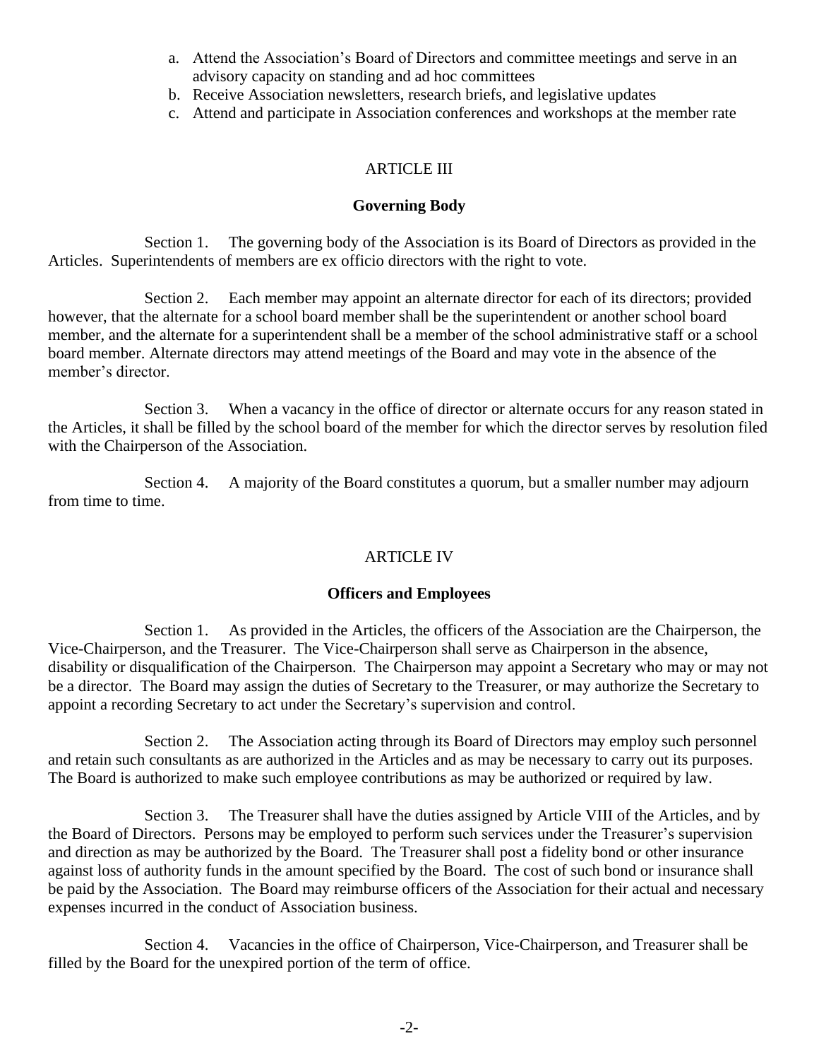a. Attend the Association's Board of Directors and committee meetings and serve in an advisory capacity on standing and ad hoc committees
b. Receive Association newsletters, research briefs, and legislative updates
c. Attend and participate in Association conferences and workshops at the member rate

## ARTICLE III

### Governing Body

Section 1. The governing body of the Association is its Board of Directors as provided in the Articles. Superintendents of members are ex officio directors with the right to vote.

Section 2. Each member may appoint an alternate director for each of its directors; provided however, that the alternate for a school board member shall be the superintendent or another school board member, and the alternate for a superintendent shall be a member of the school administrative staff or a school board member. Alternate directors may attend meetings of the Board and may vote in the absence of the member's director.

Section 3. When a vacancy in the office of director or alternate occurs for any reason stated in the Articles, it shall be filled by the school board of the member for which the director serves by resolution filed with the Chairperson of the Association.

Section 4. A majority of the Board constitutes a quorum, but a smaller number may adjourn from time to time.

## ARTICLE IV

### Officers and Employees

Section 1. As provided in the Articles, the officers of the Association are the Chairperson, the Vice-Chairperson, and the Treasurer. The Vice-Chairperson shall serve as Chairperson in the absence, disability or disqualification of the Chairperson. The Chairperson may appoint a Secretary who may or may not be a director. The Board may assign the duties of Secretary to the Treasurer, or may authorize the Secretary to appoint a recording Secretary to act under the Secretary's supervision and control.

Section 2. The Association acting through its Board of Directors may employ such personnel and retain such consultants as are authorized in the Articles and as may be necessary to carry out its purposes. The Board is authorized to make such employee contributions as may be authorized or required by law.

Section 3. The Treasurer shall have the duties assigned by Article VIII of the Articles, and by the Board of Directors. Persons may be employed to perform such services under the Treasurer's supervision and direction as may be authorized by the Board. The Treasurer shall post a fidelity bond or other insurance against loss of authority funds in the amount specified by the Board. The cost of such bond or insurance shall be paid by the Association. The Board may reimburse officers of the Association for their actual and necessary expenses incurred in the conduct of Association business.

Section 4. Vacancies in the office of Chairperson, Vice-Chairperson, and Treasurer shall be filled by the Board for the unexpired portion of the term of office.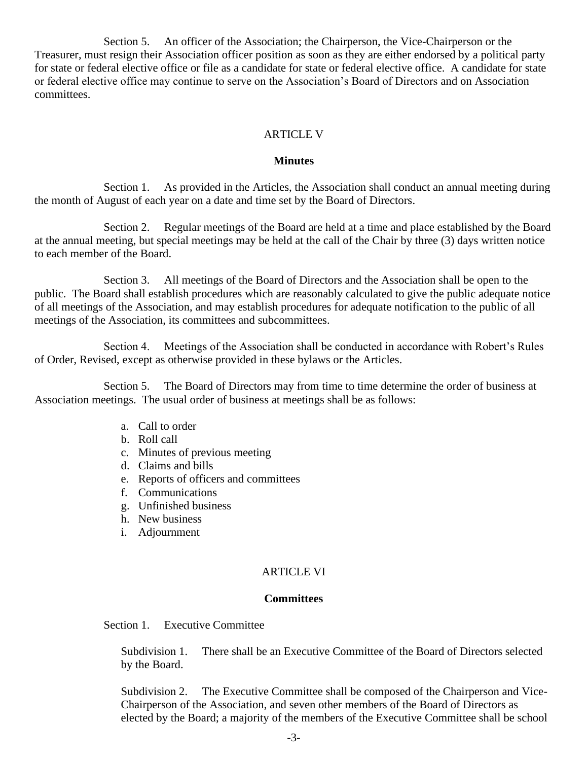Section 5. An officer of the Association; the Chairperson, the Vice-Chairperson or the Treasurer, must resign their Association officer position as soon as they are either endorsed by a political party for state or federal elective office or file as a candidate for state or federal elective office. A candidate for state or federal elective office may continue to serve on the Association's Board of Directors and on Association committees.

## ARTICLE V

### Minutes

Section 1. As provided in the Articles, the Association shall conduct an annual meeting during the month of August of each year on a date and time set by the Board of Directors.

Section 2. Regular meetings of the Board are held at a time and place established by the Board at the annual meeting, but special meetings may be held at the call of the Chair by three (3) days written notice to each member of the Board.

Section 3. All meetings of the Board of Directors and the Association shall be open to the public. The Board shall establish procedures which are reasonably calculated to give the public adequate notice of all meetings of the Association, and may establish procedures for adequate notification to the public of all meetings of the Association, its committees and subcommittees.

Section 4. Meetings of the Association shall be conducted in accordance with Robert's Rules of Order, Revised, except as otherwise provided in these bylaws or the Articles.

Section 5. The Board of Directors may from time to time determine the order of business at Association meetings. The usual order of business at meetings shall be as follows:

a. Call to order
b. Roll call
c. Minutes of previous meeting
d. Claims and bills
e. Reports of officers and committees
f. Communications
g. Unfinished business
h. New business
i. Adjournment

## ARTICLE VI

### Committees

Section 1. Executive Committee

Subdivision 1. There shall be an Executive Committee of the Board of Directors selected by the Board.

Subdivision 2. The Executive Committee shall be composed of the Chairperson and Vice-Chairperson of the Association, and seven other members of the Board of Directors as elected by the Board; a majority of the members of the Executive Committee shall be school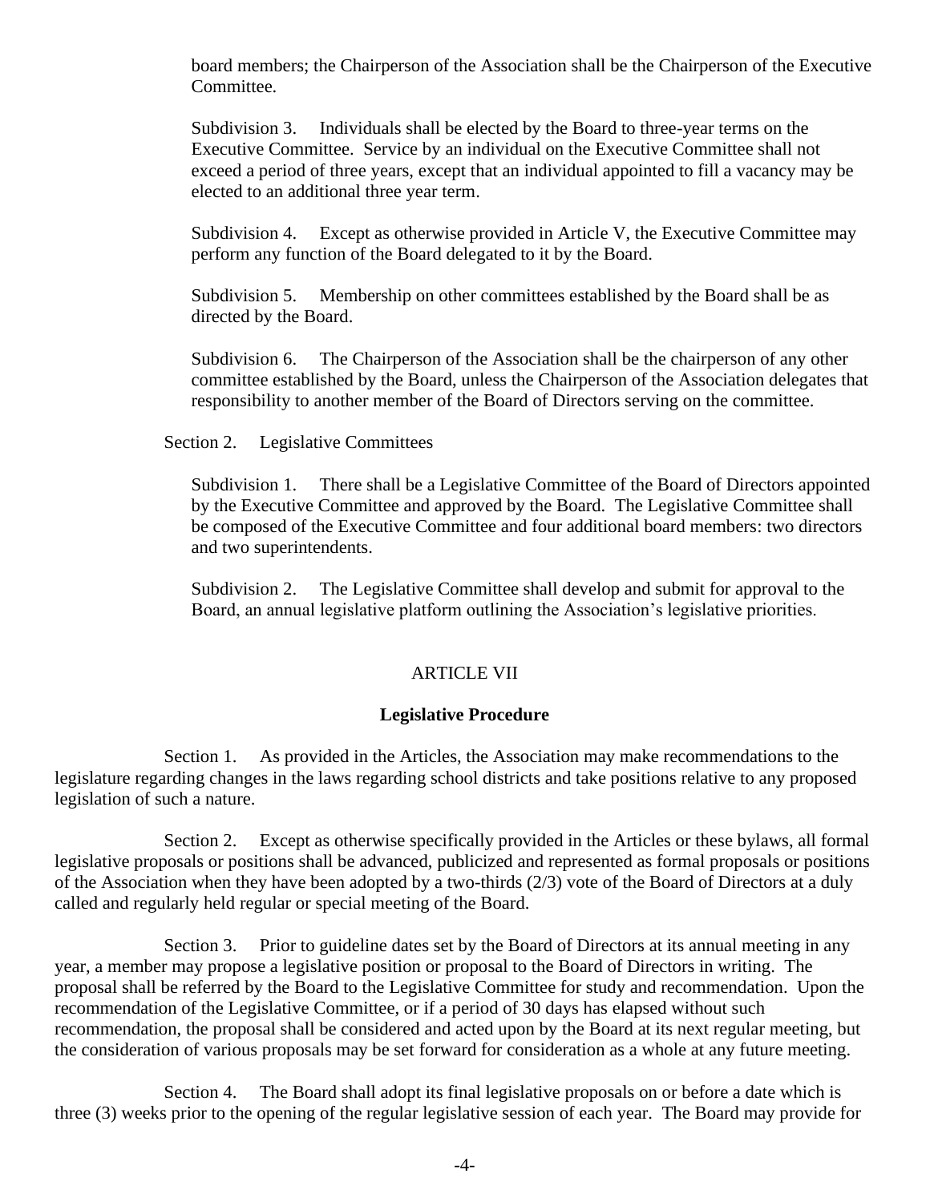board members; the Chairperson of the Association shall be the Chairperson of the Executive Committee.

Subdivision 3. Individuals shall be elected by the Board to three-year terms on the Executive Committee. Service by an individual on the Executive Committee shall not exceed a period of three years, except that an individual appointed to fill a vacancy may be elected to an additional three year term.

Subdivision 4. Except as otherwise provided in Article V, the Executive Committee may perform any function of the Board delegated to it by the Board.

Subdivision 5. Membership on other committees established by the Board shall be as directed by the Board.

Subdivision 6. The Chairperson of the Association shall be the chairperson of any other committee established by the Board, unless the Chairperson of the Association delegates that responsibility to another member of the Board of Directors serving on the committee.

Section 2. Legislative Committees

Subdivision 1. There shall be a Legislative Committee of the Board of Directors appointed by the Executive Committee and approved by the Board. The Legislative Committee shall be composed of the Executive Committee and four additional board members: two directors and two superintendents.

Subdivision 2. The Legislative Committee shall develop and submit for approval to the Board, an annual legislative platform outlining the Association's legislative priorities.

## ARTICLE VII

### Legislative Procedure

Section 1. As provided in the Articles, the Association may make recommendations to the legislature regarding changes in the laws regarding school districts and take positions relative to any proposed legislation of such a nature.

Section 2. Except as otherwise specifically provided in the Articles or these bylaws, all formal legislative proposals or positions shall be advanced, publicized and represented as formal proposals or positions of the Association when they have been adopted by a two-thirds (2/3) vote of the Board of Directors at a duly called and regularly held regular or special meeting of the Board.

Section 3. Prior to guideline dates set by the Board of Directors at its annual meeting in any year, a member may propose a legislative position or proposal to the Board of Directors in writing. The proposal shall be referred by the Board to the Legislative Committee for study and recommendation. Upon the recommendation of the Legislative Committee, or if a period of 30 days has elapsed without such recommendation, the proposal shall be considered and acted upon by the Board at its next regular meeting, but the consideration of various proposals may be set forward for consideration as a whole at any future meeting.

Section 4. The Board shall adopt its final legislative proposals on or before a date which is three (3) weeks prior to the opening of the regular legislative session of each year. The Board may provide for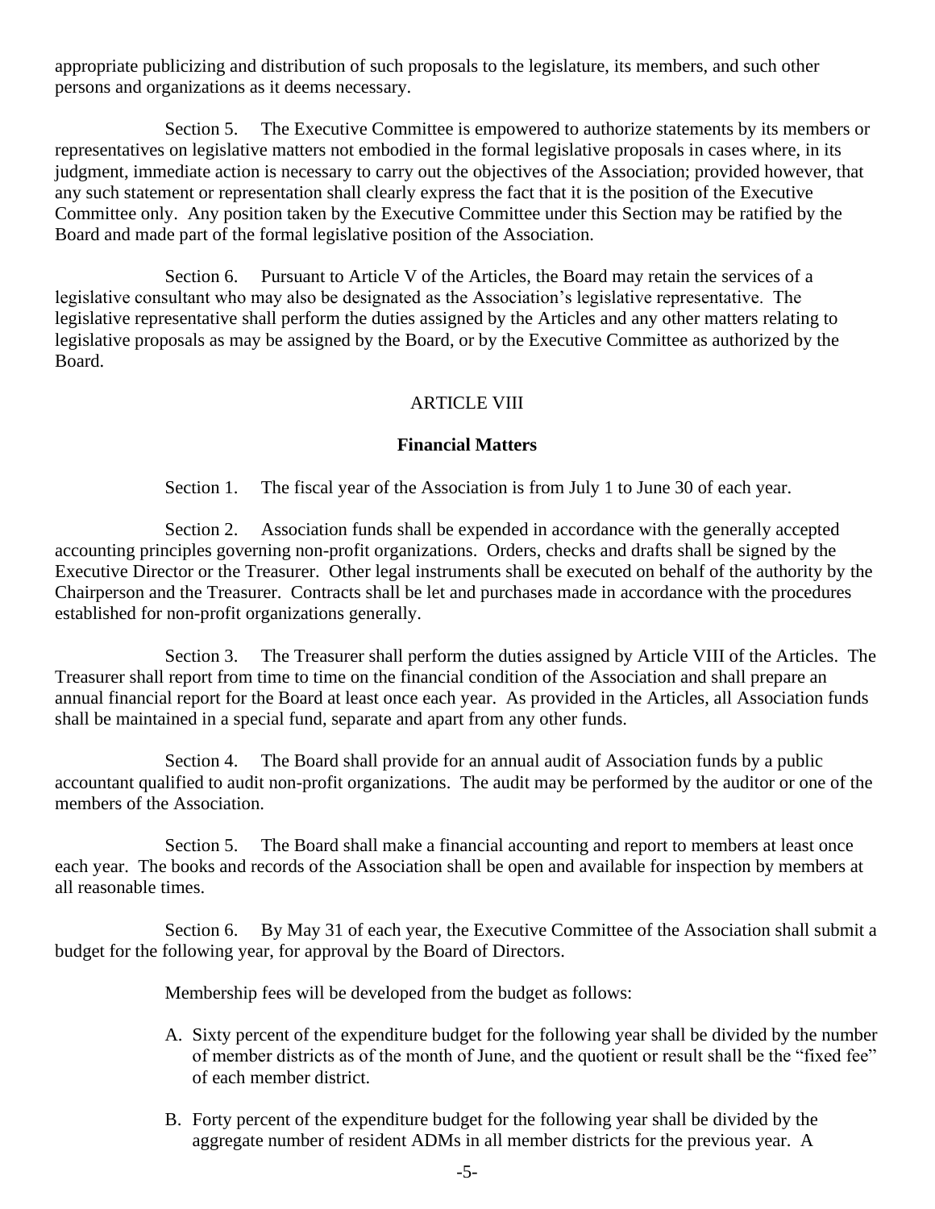appropriate publicizing and distribution of such proposals to the legislature, its members, and such other persons and organizations as it deems necessary.

Section 5. The Executive Committee is empowered to authorize statements by its members or representatives on legislative matters not embodied in the formal legislative proposals in cases where, in its judgment, immediate action is necessary to carry out the objectives of the Association; provided however, that any such statement or representation shall clearly express the fact that it is the position of the Executive Committee only. Any position taken by the Executive Committee under this Section may be ratified by the Board and made part of the formal legislative position of the Association.

Section 6. Pursuant to Article V of the Articles, the Board may retain the services of a legislative consultant who may also be designated as the Association's legislative representative. The legislative representative shall perform the duties assigned by the Articles and any other matters relating to legislative proposals as may be assigned by the Board, or by the Executive Committee as authorized by the Board.

## ARTICLE VIII

### Financial Matters

Section 1. The fiscal year of the Association is from July 1 to June 30 of each year.

Section 2. Association funds shall be expended in accordance with the generally accepted accounting principles governing non-profit organizations. Orders, checks and drafts shall be signed by the Executive Director or the Treasurer. Other legal instruments shall be executed on behalf of the authority by the Chairperson and the Treasurer. Contracts shall be let and purchases made in accordance with the procedures established for non-profit organizations generally.

Section 3. The Treasurer shall perform the duties assigned by Article VIII of the Articles. The Treasurer shall report from time to time on the financial condition of the Association and shall prepare an annual financial report for the Board at least once each year. As provided in the Articles, all Association funds shall be maintained in a special fund, separate and apart from any other funds.

Section 4. The Board shall provide for an annual audit of Association funds by a public accountant qualified to audit non-profit organizations. The audit may be performed by the auditor or one of the members of the Association.

Section 5. The Board shall make a financial accounting and report to members at least once each year. The books and records of the Association shall be open and available for inspection by members at all reasonable times.

Section 6. By May 31 of each year, the Executive Committee of the Association shall submit a budget for the following year, for approval by the Board of Directors.

Membership fees will be developed from the budget as follows:

A. Sixty percent of the expenditure budget for the following year shall be divided by the number of member districts as of the month of June, and the quotient or result shall be the "fixed fee" of each member district.

B. Forty percent of the expenditure budget for the following year shall be divided by the aggregate number of resident ADMs in all member districts for the previous year. A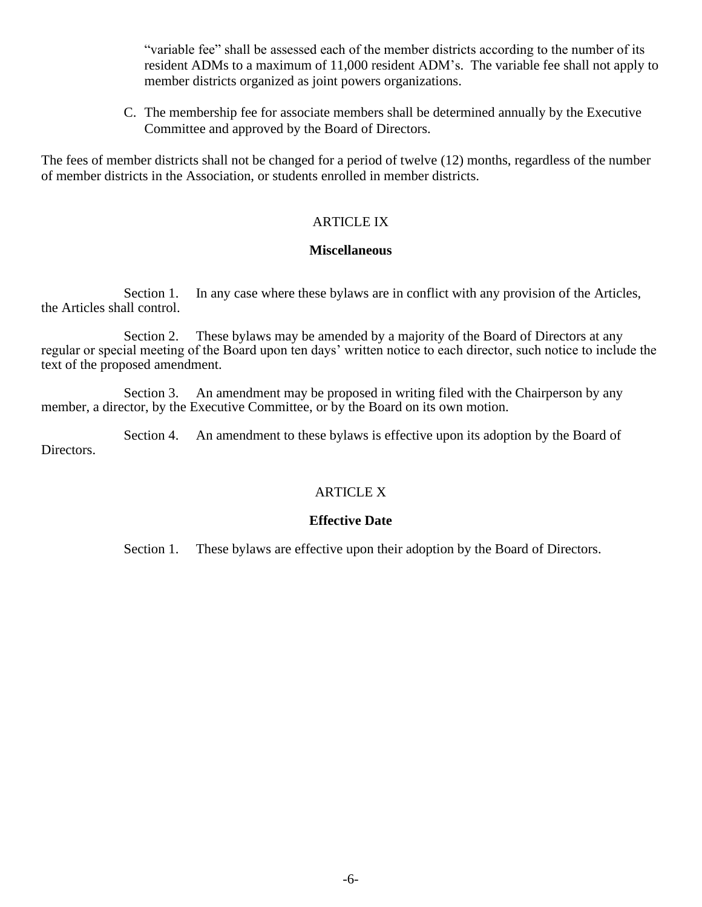"variable fee" shall be assessed each of the member districts according to the number of its resident ADMs to a maximum of 11,000 resident ADM's. The variable fee shall not apply to member districts organized as joint powers organizations.

C. The membership fee for associate members shall be determined annually by the Executive Committee and approved by the Board of Directors.

The fees of member districts shall not be changed for a period of twelve (12) months, regardless of the number of member districts in the Association, or students enrolled in member districts.

## ARTICLE IX

### Miscellaneous

Section 1. In any case where these bylaws are in conflict with any provision of the Articles, the Articles shall control.

Section 2. These bylaws may be amended by a majority of the Board of Directors at any regular or special meeting of the Board upon ten days' written notice to each director, such notice to include the text of the proposed amendment.

Section 3. An amendment may be proposed in writing filed with the Chairperson by any member, a director, by the Executive Committee, or by the Board on its own motion.

Section 4. An amendment to these bylaws is effective upon its adoption by the Board of Directors.

## ARTICLE X

### Effective Date

Section 1. These bylaws are effective upon their adoption by the Board of Directors.